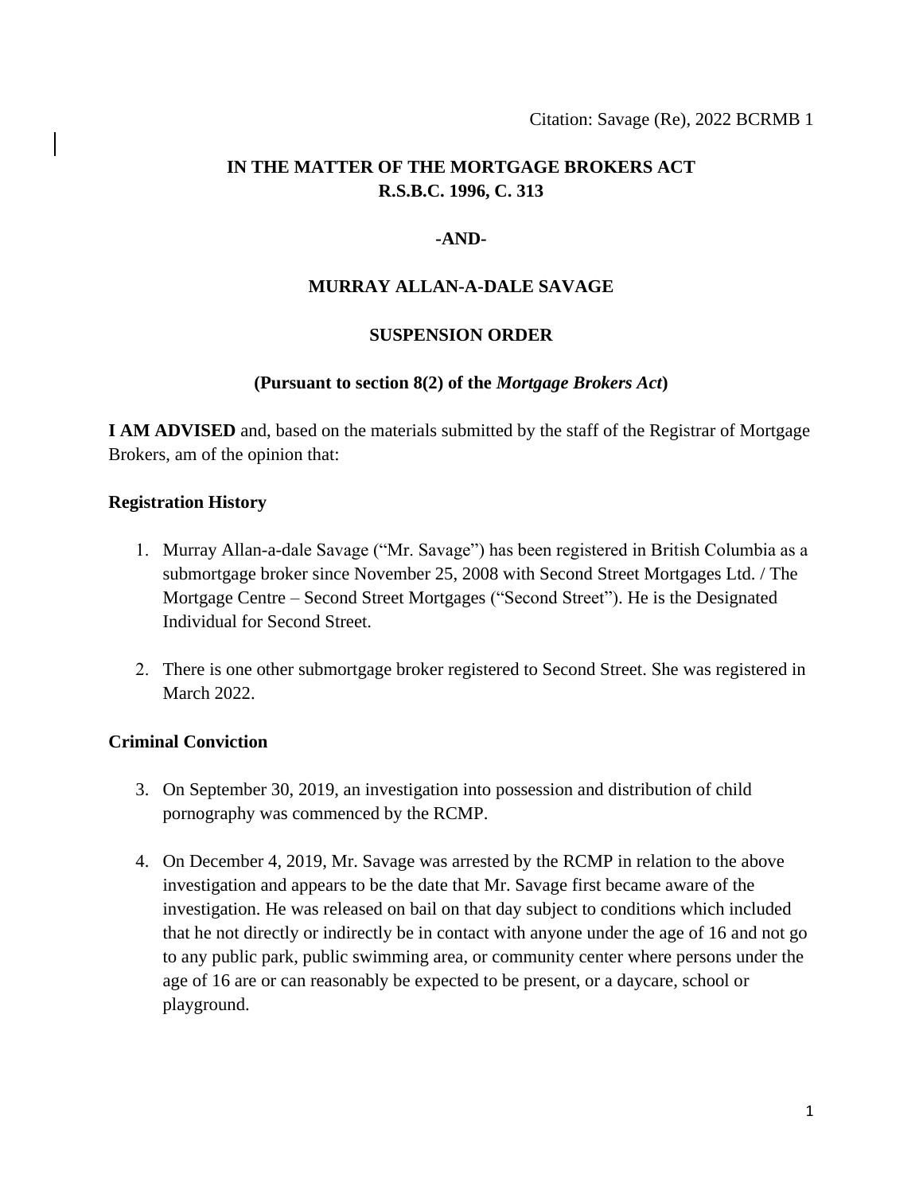Citation: Savage (Re), 2022 BCRMB 1

**IN THE MATTER OF THE MORTGAGE BROKERS ACT**
**R.S.B.C. 1996, C. 313**

**-AND-**

**MURRAY ALLAN-A-DALE SAVAGE**

**SUSPENSION ORDER**

**(Pursuant to section 8(2) of the *Mortgage Brokers Act*)**

**I AM ADVISED** and, based on the materials submitted by the staff of the Registrar of Mortgage Brokers, am of the opinion that:

**Registration History**

1. Murray Allan-a-dale Savage ("Mr. Savage") has been registered in British Columbia as a submortgage broker since November 25, 2008 with Second Street Mortgages Ltd. / The Mortgage Centre – Second Street Mortgages ("Second Street"). He is the Designated Individual for Second Street.

2. There is one other submortgage broker registered to Second Street. She was registered in March 2022.

**Criminal Conviction**

3. On September 30, 2019, an investigation into possession and distribution of child pornography was commenced by the RCMP.

4. On December 4, 2019, Mr. Savage was arrested by the RCMP in relation to the above investigation and appears to be the date that Mr. Savage first became aware of the investigation. He was released on bail on that day subject to conditions which included that he not directly or indirectly be in contact with anyone under the age of 16 and not go to any public park, public swimming area, or community center where persons under the age of 16 are or can reasonably be expected to be present, or a daycare, school or playground.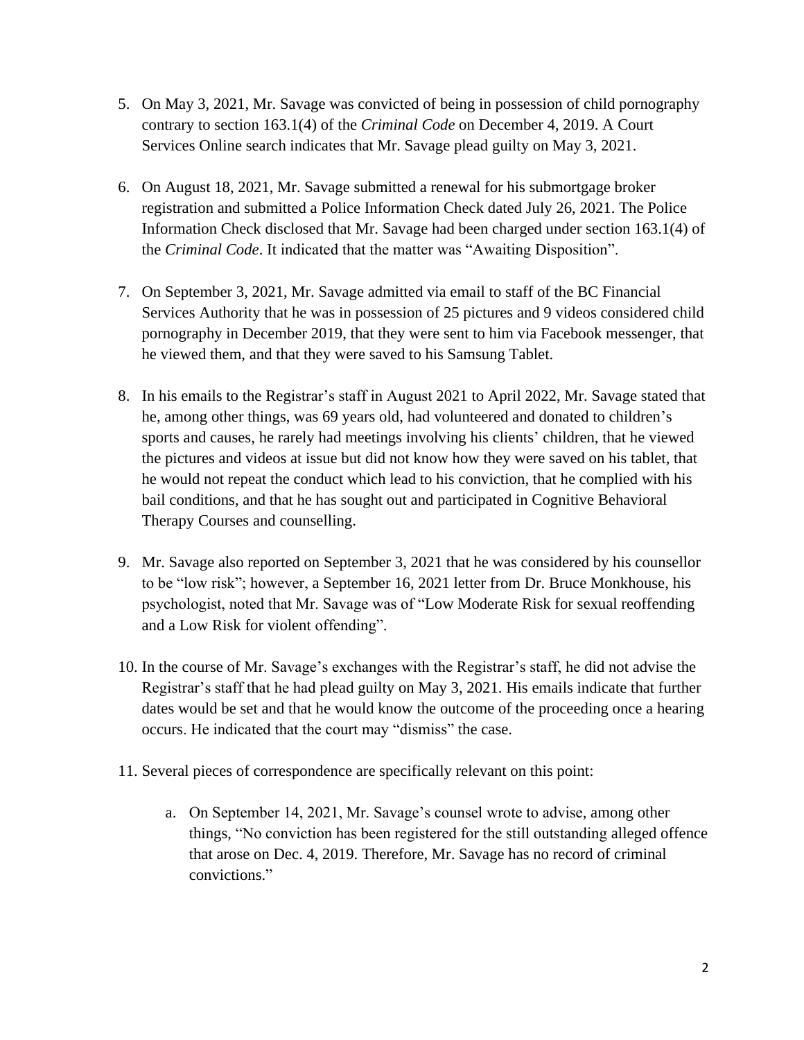5. On May 3, 2021, Mr. Savage was convicted of being in possession of child pornography contrary to section 163.1(4) of the *Criminal Code* on December 4, 2019. A Court Services Online search indicates that Mr. Savage plead guilty on May 3, 2021.

6. On August 18, 2021, Mr. Savage submitted a renewal for his submortgage broker registration and submitted a Police Information Check dated July 26, 2021. The Police Information Check disclosed that Mr. Savage had been charged under section 163.1(4) of the *Criminal Code*. It indicated that the matter was "Awaiting Disposition".

7. On September 3, 2021, Mr. Savage admitted via email to staff of the BC Financial Services Authority that he was in possession of 25 pictures and 9 videos considered child pornography in December 2019, that they were sent to him via Facebook messenger, that he viewed them, and that they were saved to his Samsung Tablet.

8. In his emails to the Registrar's staff in August 2021 to April 2022, Mr. Savage stated that he, among other things, was 69 years old, had volunteered and donated to children's sports and causes, he rarely had meetings involving his clients' children, that he viewed the pictures and videos at issue but did not know how they were saved on his tablet, that he would not repeat the conduct which lead to his conviction, that he complied with his bail conditions, and that he has sought out and participated in Cognitive Behavioral Therapy Courses and counselling.

9. Mr. Savage also reported on September 3, 2021 that he was considered by his counsellor to be "low risk"; however, a September 16, 2021 letter from Dr. Bruce Monkhouse, his psychologist, noted that Mr. Savage was of "Low Moderate Risk for sexual reoffending and a Low Risk for violent offending".

10. In the course of Mr. Savage's exchanges with the Registrar's staff, he did not advise the Registrar's staff that he had plead guilty on May 3, 2021. His emails indicate that further dates would be set and that he would know the outcome of the proceeding once a hearing occurs. He indicated that the court may "dismiss" the case.

11. Several pieces of correspondence are specifically relevant on this point:

    a. On September 14, 2021, Mr. Savage's counsel wrote to advise, among other things, "No conviction has been registered for the still outstanding alleged offence that arose on Dec. 4, 2019. Therefore, Mr. Savage has no record of criminal convictions."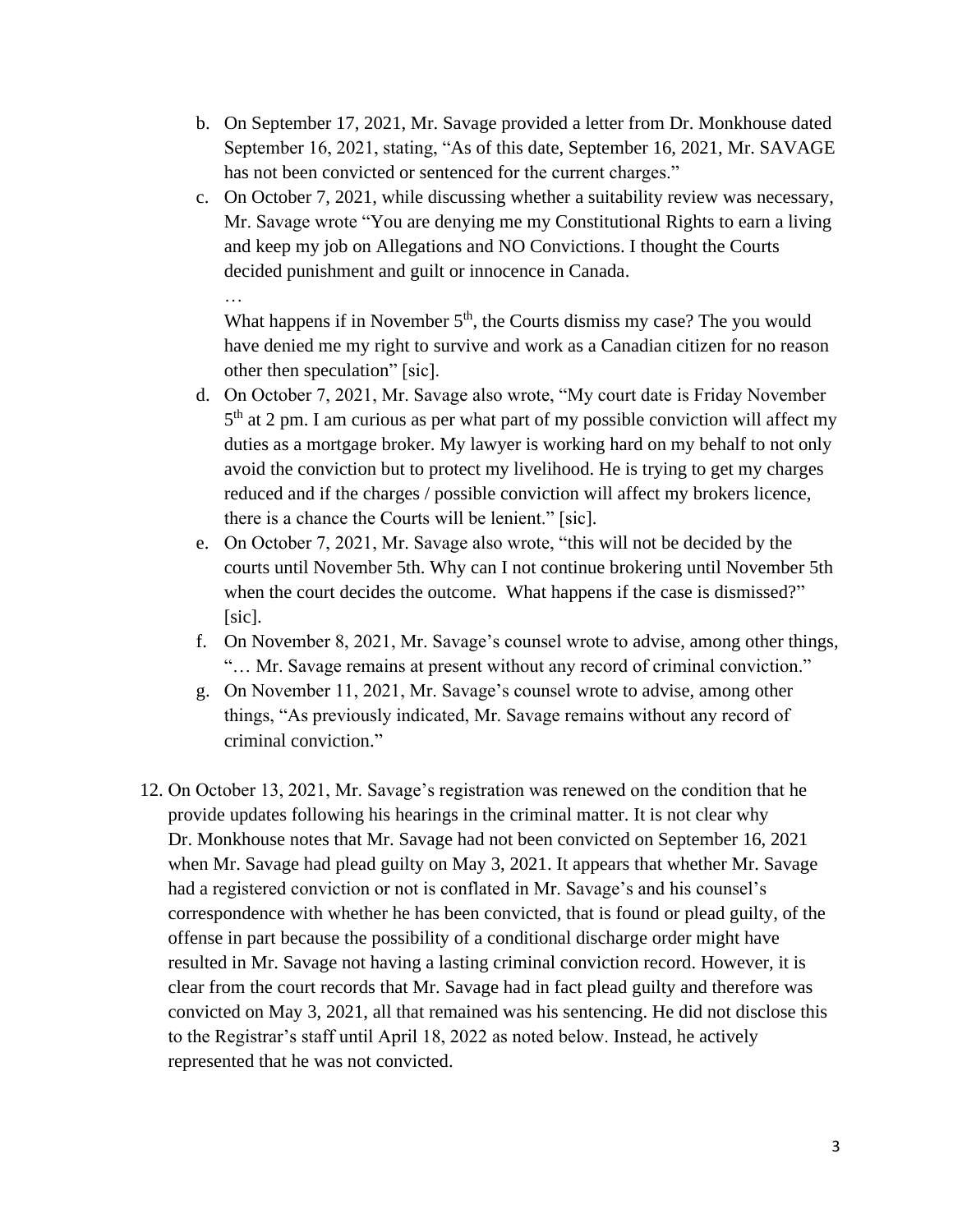b. On September 17, 2021, Mr. Savage provided a letter from Dr. Monkhouse dated September 16, 2021, stating, "As of this date, September 16, 2021, Mr. SAVAGE has not been convicted or sentenced for the current charges."

c. On October 7, 2021, while discussing whether a suitability review was necessary, Mr. Savage wrote "You are denying me my Constitutional Rights to earn a living and keep my job on Allegations and NO Convictions. I thought the Courts decided punishment and guilt or innocence in Canada.

   …

   What happens if in November 5th, the Courts dismiss my case? The you would have denied me my right to survive and work as a Canadian citizen for no reason other then speculation" [sic].

d. On October 7, 2021, Mr. Savage also wrote, "My court date is Friday November 5th at 2 pm. I am curious as per what part of my possible conviction will affect my duties as a mortgage broker. My lawyer is working hard on my behalf to not only avoid the conviction but to protect my livelihood. He is trying to get my charges reduced and if the charges / possible conviction will affect my brokers licence, there is a chance the Courts will be lenient." [sic].

e. On October 7, 2021, Mr. Savage also wrote, "this will not be decided by the courts until November 5th. Why can I not continue brokering until November 5th when the court decides the outcome. What happens if the case is dismissed?" [sic].

f. On November 8, 2021, Mr. Savage's counsel wrote to advise, among other things, "… Mr. Savage remains at present without any record of criminal conviction."

g. On November 11, 2021, Mr. Savage's counsel wrote to advise, among other things, "As previously indicated, Mr. Savage remains without any record of criminal conviction."

12. On October 13, 2021, Mr. Savage's registration was renewed on the condition that he provide updates following his hearings in the criminal matter. It is not clear why Dr. Monkhouse notes that Mr. Savage had not been convicted on September 16, 2021 when Mr. Savage had plead guilty on May 3, 2021. It appears that whether Mr. Savage had a registered conviction or not is conflated in Mr. Savage's and his counsel's correspondence with whether he has been convicted, that is found or plead guilty, of the offense in part because the possibility of a conditional discharge order might have resulted in Mr. Savage not having a lasting criminal conviction record. However, it is clear from the court records that Mr. Savage had in fact plead guilty and therefore was convicted on May 3, 2021, all that remained was his sentencing. He did not disclose this to the Registrar's staff until April 18, 2022 as noted below. Instead, he actively represented that he was not convicted.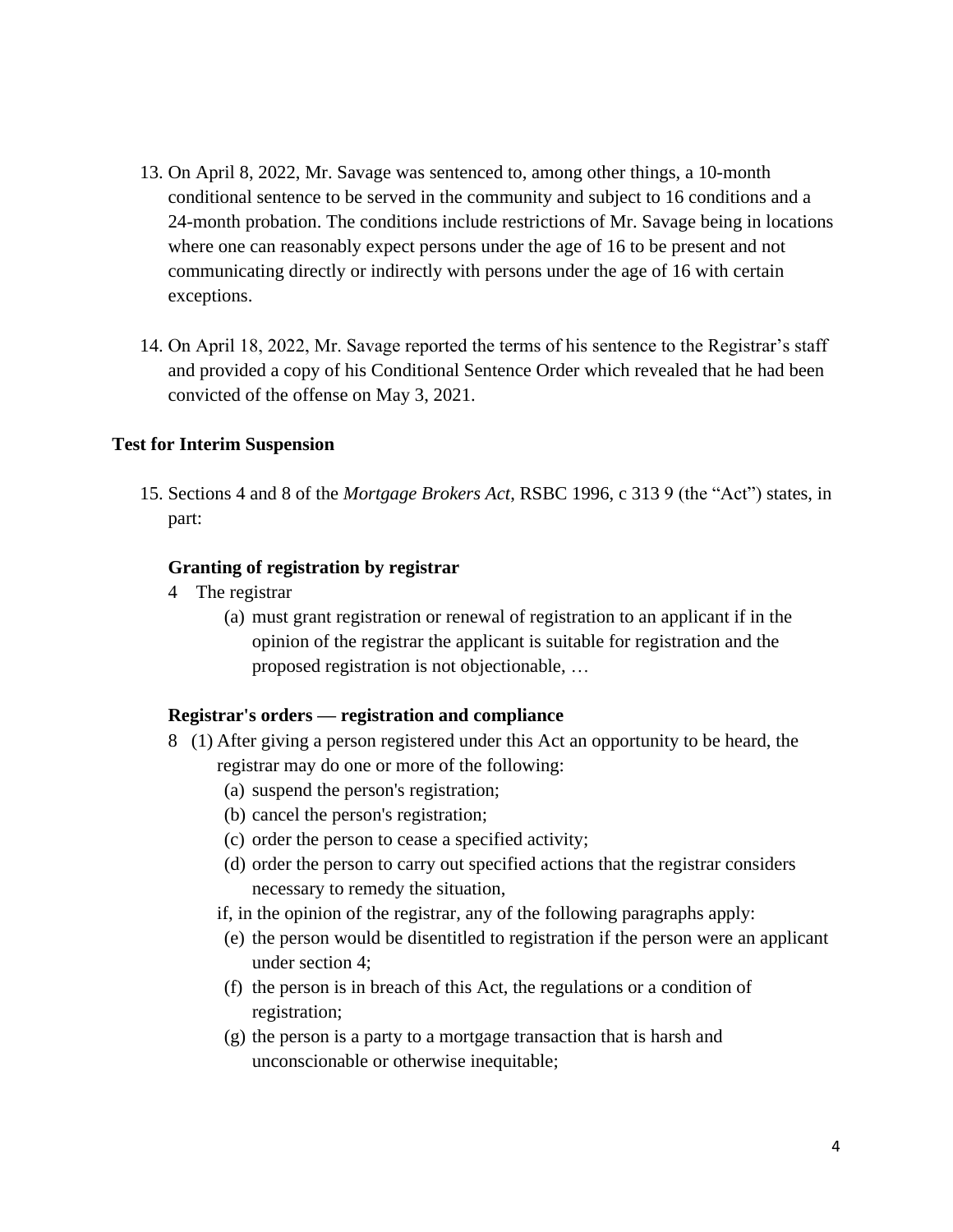13. On April 8, 2022, Mr. Savage was sentenced to, among other things, a 10-month conditional sentence to be served in the community and subject to 16 conditions and a 24-month probation. The conditions include restrictions of Mr. Savage being in locations where one can reasonably expect persons under the age of 16 to be present and not communicating directly or indirectly with persons under the age of 16 with certain exceptions.

14. On April 18, 2022, Mr. Savage reported the terms of his sentence to the Registrar's staff and provided a copy of his Conditional Sentence Order which revealed that he had been convicted of the offense on May 3, 2021.

**Test for Interim Suspension**

15. Sections 4 and 8 of the *Mortgage Brokers Act*, RSBC 1996, c 313 9 (the "Act") states, in part:

    **Granting of registration by registrar**

    4 The registrar

    (a) must grant registration or renewal of registration to an applicant if in the opinion of the registrar the applicant is suitable for registration and the proposed registration is not objectionable, …

    **Registrar's orders — registration and compliance**

    8 (1) After giving a person registered under this Act an opportunity to be heard, the registrar may do one or more of the following:

    (a) suspend the person's registration;
    (b) cancel the person's registration;
    (c) order the person to cease a specified activity;
    (d) order the person to carry out specified actions that the registrar considers necessary to remedy the situation,

    if, in the opinion of the registrar, any of the following paragraphs apply:

    (e) the person would be disentitled to registration if the person were an applicant under section 4;
    (f) the person is in breach of this Act, the regulations or a condition of registration;
    (g) the person is a party to a mortgage transaction that is harsh and unconscionable or otherwise inequitable;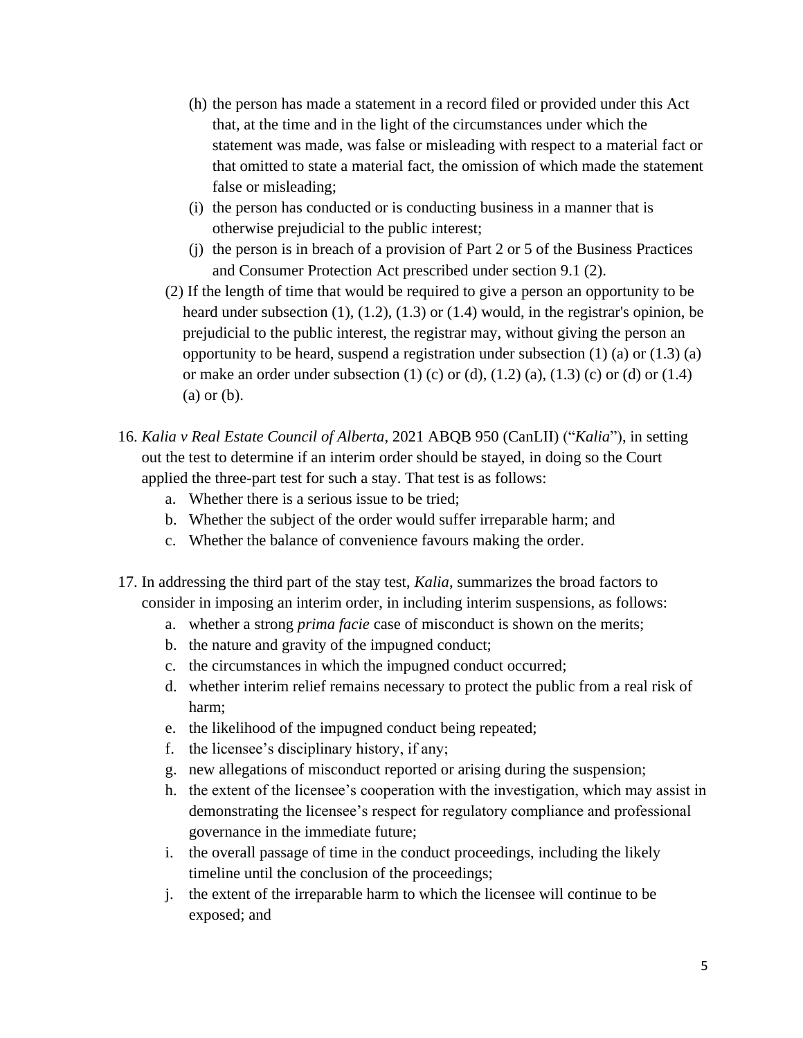(h) the person has made a statement in a record filed or provided under this Act that, at the time and in the light of the circumstances under which the statement was made, was false or misleading with respect to a material fact or that omitted to state a material fact, the omission of which made the statement false or misleading;

(i) the person has conducted or is conducting business in a manner that is otherwise prejudicial to the public interest;

(j) the person is in breach of a provision of Part 2 or 5 of the Business Practices and Consumer Protection Act prescribed under section 9.1 (2).

(2) If the length of time that would be required to give a person an opportunity to be heard under subsection (1), (1.2), (1.3) or (1.4) would, in the registrar's opinion, be prejudicial to the public interest, the registrar may, without giving the person an opportunity to be heard, suspend a registration under subsection (1) (a) or (1.3) (a) or make an order under subsection (1) (c) or (d), (1.2) (a), (1.3) (c) or (d) or (1.4) (a) or (b).

16. *Kalia v Real Estate Council of Alberta*, 2021 ABQB 950 (CanLII) ("*Kalia*"), in setting out the test to determine if an interim order should be stayed, in doing so the Court applied the three-part test for such a stay. That test is as follows:
    a. Whether there is a serious issue to be tried;
    b. Whether the subject of the order would suffer irreparable harm; and
    c. Whether the balance of convenience favours making the order.

17. In addressing the third part of the stay test, *Kalia*, summarizes the broad factors to consider in imposing an interim order, in including interim suspensions, as follows:
    a. whether a strong *prima facie* case of misconduct is shown on the merits;
    b. the nature and gravity of the impugned conduct;
    c. the circumstances in which the impugned conduct occurred;
    d. whether interim relief remains necessary to protect the public from a real risk of harm;
    e. the likelihood of the impugned conduct being repeated;
    f. the licensee's disciplinary history, if any;
    g. new allegations of misconduct reported or arising during the suspension;
    h. the extent of the licensee's cooperation with the investigation, which may assist in demonstrating the licensee's respect for regulatory compliance and professional governance in the immediate future;
    i. the overall passage of time in the conduct proceedings, including the likely timeline until the conclusion of the proceedings;
    j. the extent of the irreparable harm to which the licensee will continue to be exposed; and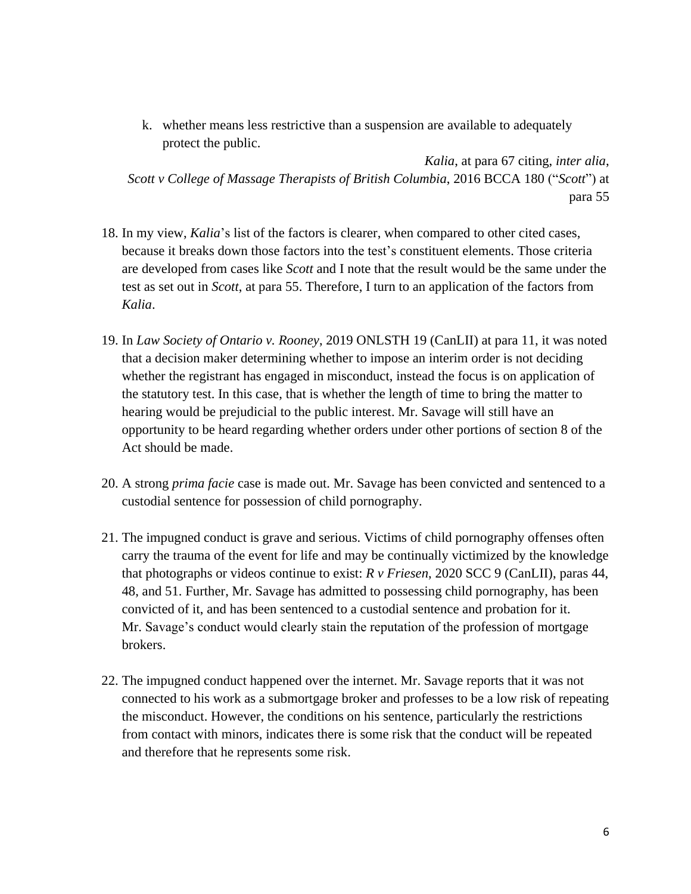k. whether means less restrictive than a suspension are available to adequately protect the public.

*Kalia*, at para 67 citing, *inter alia*, *Scott v College of Massage Therapists of British Columbia*, 2016 BCCA 180 ("*Scott*") at para 55

18. In my view, *Kalia*'s list of the factors is clearer, when compared to other cited cases, because it breaks down those factors into the test's constituent elements. Those criteria are developed from cases like *Scott* and I note that the result would be the same under the test as set out in *Scott*, at para 55. Therefore, I turn to an application of the factors from *Kalia*.

19. In *Law Society of Ontario v. Rooney*, 2019 ONLSTH 19 (CanLII) at para 11, it was noted that a decision maker determining whether to impose an interim order is not deciding whether the registrant has engaged in misconduct, instead the focus is on application of the statutory test. In this case, that is whether the length of time to bring the matter to hearing would be prejudicial to the public interest. Mr. Savage will still have an opportunity to be heard regarding whether orders under other portions of section 8 of the Act should be made.

20. A strong *prima facie* case is made out. Mr. Savage has been convicted and sentenced to a custodial sentence for possession of child pornography.

21. The impugned conduct is grave and serious. Victims of child pornography offenses often carry the trauma of the event for life and may be continually victimized by the knowledge that photographs or videos continue to exist: *R v Friesen*, 2020 SCC 9 (CanLII), paras 44, 48, and 51. Further, Mr. Savage has admitted to possessing child pornography, has been convicted of it, and has been sentenced to a custodial sentence and probation for it. Mr. Savage's conduct would clearly stain the reputation of the profession of mortgage brokers.

22. The impugned conduct happened over the internet. Mr. Savage reports that it was not connected to his work as a submortgage broker and professes to be a low risk of repeating the misconduct. However, the conditions on his sentence, particularly the restrictions from contact with minors, indicates there is some risk that the conduct will be repeated and therefore that he represents some risk.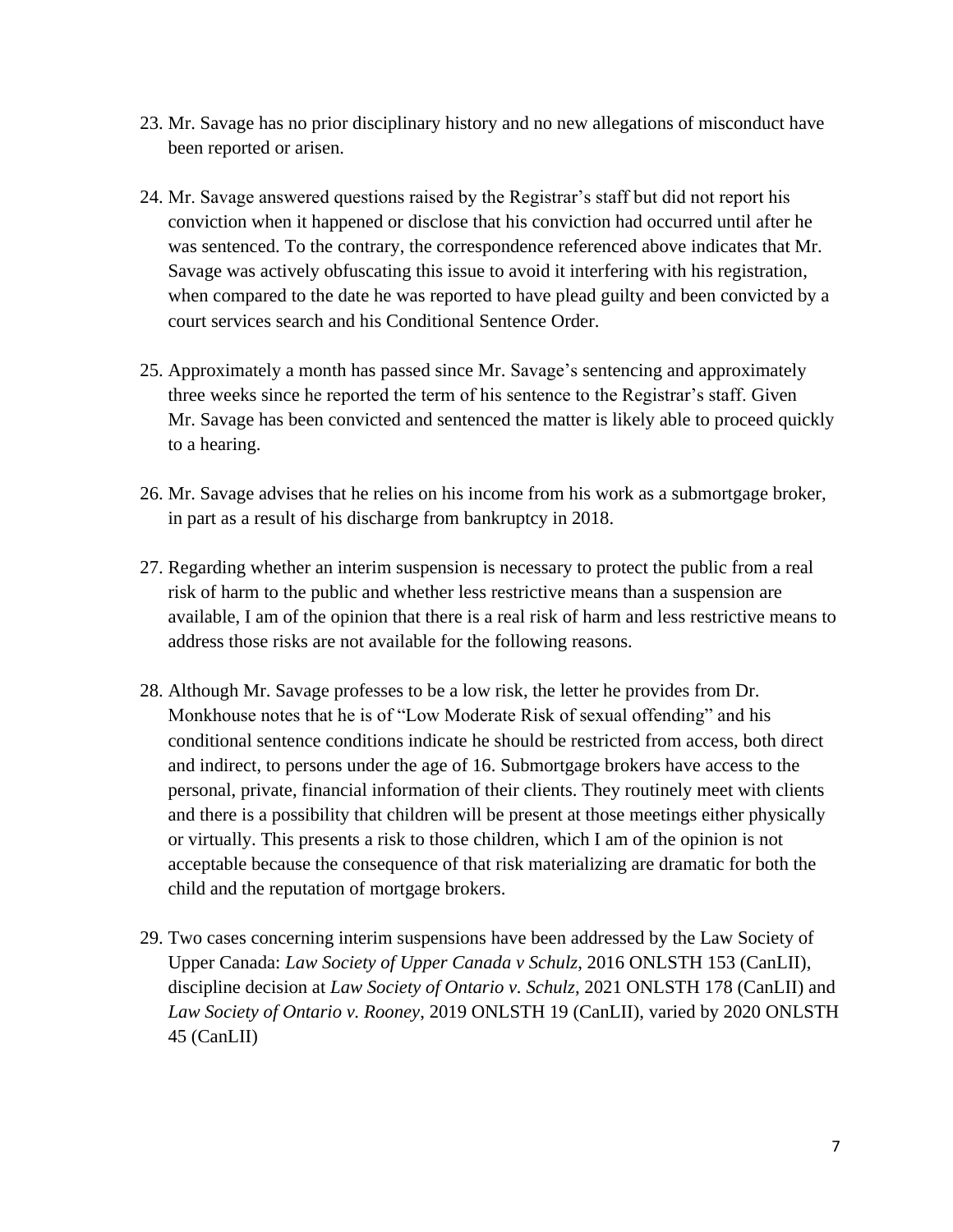23. Mr. Savage has no prior disciplinary history and no new allegations of misconduct have been reported or arisen.

24. Mr. Savage answered questions raised by the Registrar's staff but did not report his conviction when it happened or disclose that his conviction had occurred until after he was sentenced. To the contrary, the correspondence referenced above indicates that Mr. Savage was actively obfuscating this issue to avoid it interfering with his registration, when compared to the date he was reported to have plead guilty and been convicted by a court services search and his Conditional Sentence Order.

25. Approximately a month has passed since Mr. Savage's sentencing and approximately three weeks since he reported the term of his sentence to the Registrar's staff. Given Mr. Savage has been convicted and sentenced the matter is likely able to proceed quickly to a hearing.

26. Mr. Savage advises that he relies on his income from his work as a submortgage broker, in part as a result of his discharge from bankruptcy in 2018.

27. Regarding whether an interim suspension is necessary to protect the public from a real risk of harm to the public and whether less restrictive means than a suspension are available, I am of the opinion that there is a real risk of harm and less restrictive means to address those risks are not available for the following reasons.

28. Although Mr. Savage professes to be a low risk, the letter he provides from Dr. Monkhouse notes that he is of "Low Moderate Risk of sexual offending" and his conditional sentence conditions indicate he should be restricted from access, both direct and indirect, to persons under the age of 16. Submortgage brokers have access to the personal, private, financial information of their clients. They routinely meet with clients and there is a possibility that children will be present at those meetings either physically or virtually. This presents a risk to those children, which I am of the opinion is not acceptable because the consequence of that risk materializing are dramatic for both the child and the reputation of mortgage brokers.

29. Two cases concerning interim suspensions have been addressed by the Law Society of Upper Canada: *Law Society of Upper Canada v Schulz*, 2016 ONLSTH 153 (CanLII), discipline decision at *Law Society of Ontario v. Schulz*, 2021 ONLSTH 178 (CanLII) and *Law Society of Ontario v. Rooney*, 2019 ONLSTH 19 (CanLII), varied by 2020 ONLSTH 45 (CanLII)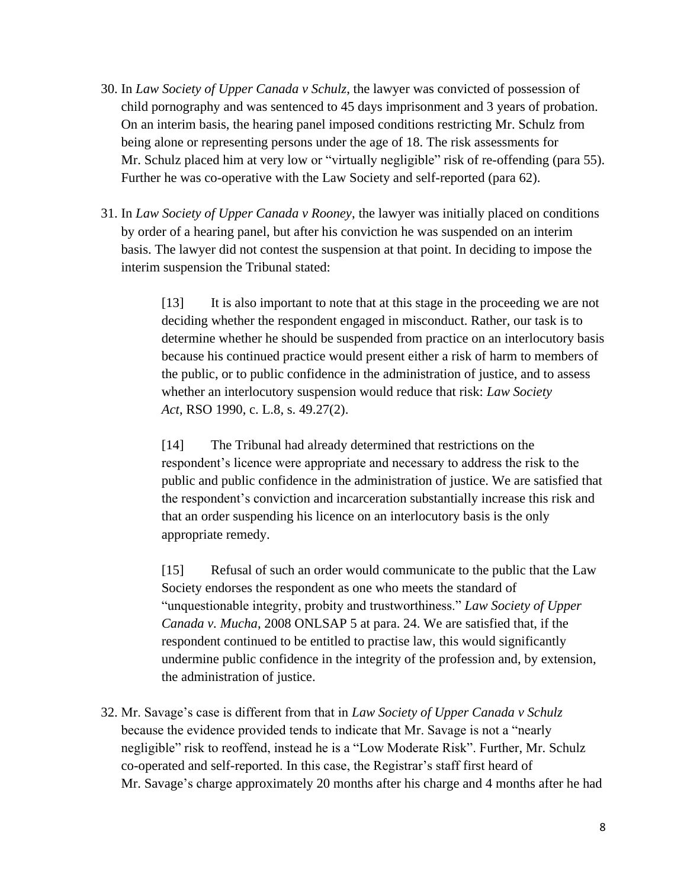30. In *Law Society of Upper Canada v Schulz*, the lawyer was convicted of possession of child pornography and was sentenced to 45 days imprisonment and 3 years of probation. On an interim basis, the hearing panel imposed conditions restricting Mr. Schulz from being alone or representing persons under the age of 18. The risk assessments for Mr. Schulz placed him at very low or "virtually negligible" risk of re-offending (para 55). Further he was co-operative with the Law Society and self-reported (para 62).

31. In *Law Society of Upper Canada v Rooney*, the lawyer was initially placed on conditions by order of a hearing panel, but after his conviction he was suspended on an interim basis. The lawyer did not contest the suspension at that point. In deciding to impose the interim suspension the Tribunal stated:

    > [13] It is also important to note that at this stage in the proceeding we are not deciding whether the respondent engaged in misconduct. Rather, our task is to determine whether he should be suspended from practice on an interlocutory basis because his continued practice would present either a risk of harm to members of the public, or to public confidence in the administration of justice, and to assess whether an interlocutory suspension would reduce that risk: *Law Society Act*, RSO 1990, c. L.8, s. 49.27(2).
    >
    > [14] The Tribunal had already determined that restrictions on the respondent's licence were appropriate and necessary to address the risk to the public and public confidence in the administration of justice. We are satisfied that the respondent's conviction and incarceration substantially increase this risk and that an order suspending his licence on an interlocutory basis is the only appropriate remedy.
    >
    > [15] Refusal of such an order would communicate to the public that the Law Society endorses the respondent as one who meets the standard of "unquestionable integrity, probity and trustworthiness." *Law Society of Upper Canada v. Mucha*, 2008 ONLSAP 5 at para. 24. We are satisfied that, if the respondent continued to be entitled to practise law, this would significantly undermine public confidence in the integrity of the profession and, by extension, the administration of justice.

32. Mr. Savage's case is different from that in *Law Society of Upper Canada v Schulz* because the evidence provided tends to indicate that Mr. Savage is not a "nearly negligible" risk to reoffend, instead he is a "Low Moderate Risk". Further, Mr. Schulz co-operated and self-reported. In this case, the Registrar's staff first heard of Mr. Savage's charge approximately 20 months after his charge and 4 months after he had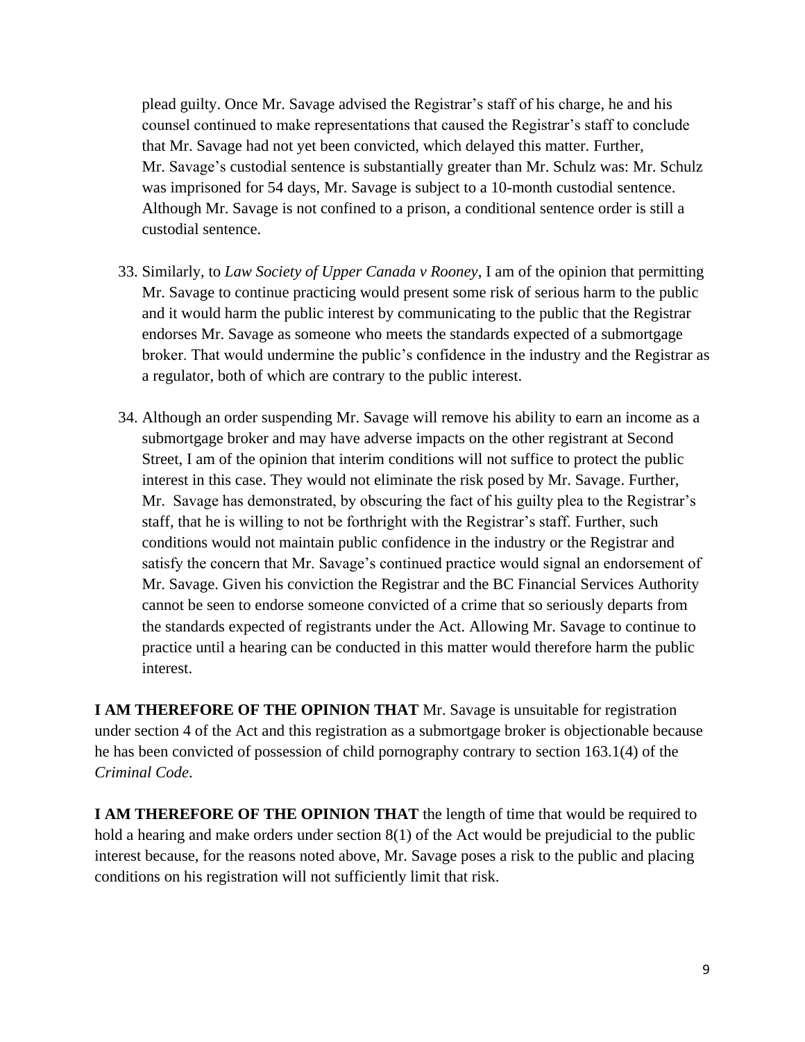plead guilty. Once Mr. Savage advised the Registrar's staff of his charge, he and his counsel continued to make representations that caused the Registrar's staff to conclude that Mr. Savage had not yet been convicted, which delayed this matter. Further, Mr. Savage's custodial sentence is substantially greater than Mr. Schulz was: Mr. Schulz was imprisoned for 54 days, Mr. Savage is subject to a 10-month custodial sentence. Although Mr. Savage is not confined to a prison, a conditional sentence order is still a custodial sentence.

33. Similarly, to *Law Society of Upper Canada v Rooney*, I am of the opinion that permitting Mr. Savage to continue practicing would present some risk of serious harm to the public and it would harm the public interest by communicating to the public that the Registrar endorses Mr. Savage as someone who meets the standards expected of a submortgage broker. That would undermine the public's confidence in the industry and the Registrar as a regulator, both of which are contrary to the public interest.

34. Although an order suspending Mr. Savage will remove his ability to earn an income as a submortgage broker and may have adverse impacts on the other registrant at Second Street, I am of the opinion that interim conditions will not suffice to protect the public interest in this case. They would not eliminate the risk posed by Mr. Savage. Further, Mr. Savage has demonstrated, by obscuring the fact of his guilty plea to the Registrar's staff, that he is willing to not be forthright with the Registrar's staff. Further, such conditions would not maintain public confidence in the industry or the Registrar and satisfy the concern that Mr. Savage's continued practice would signal an endorsement of Mr. Savage. Given his conviction the Registrar and the BC Financial Services Authority cannot be seen to endorse someone convicted of a crime that so seriously departs from the standards expected of registrants under the Act. Allowing Mr. Savage to continue to practice until a hearing can be conducted in this matter would therefore harm the public interest.

**I AM THEREFORE OF THE OPINION THAT** Mr. Savage is unsuitable for registration under section 4 of the Act and this registration as a submortgage broker is objectionable because he has been convicted of possession of child pornography contrary to section 163.1(4) of the *Criminal Code*.

**I AM THEREFORE OF THE OPINION THAT** the length of time that would be required to hold a hearing and make orders under section 8(1) of the Act would be prejudicial to the public interest because, for the reasons noted above, Mr. Savage poses a risk to the public and placing conditions on his registration will not sufficiently limit that risk.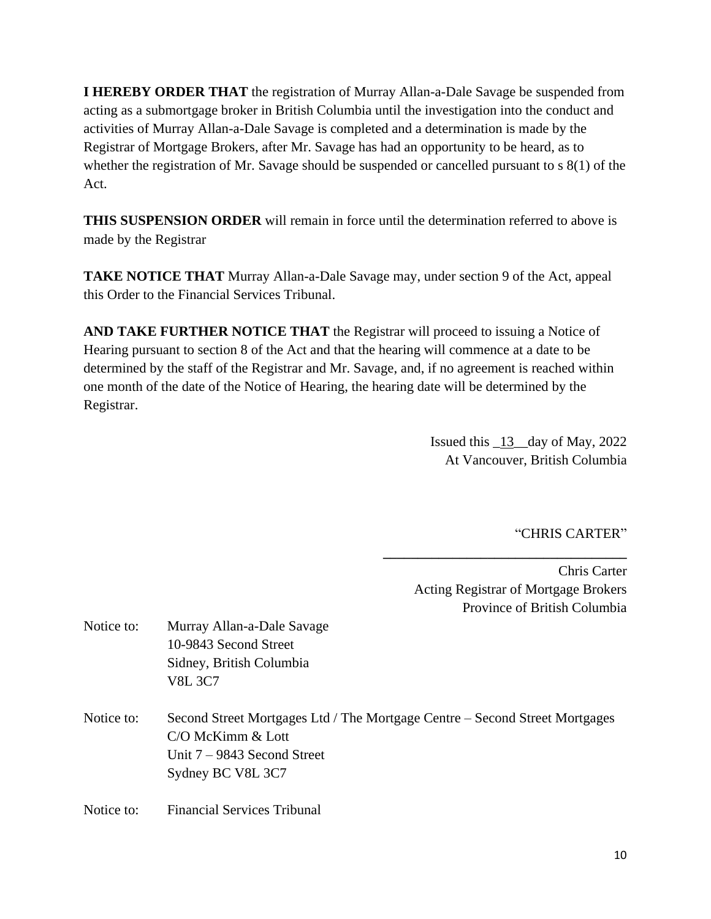**I HEREBY ORDER THAT** the registration of Murray Allan-a-Dale Savage be suspended from acting as a submortgage broker in British Columbia until the investigation into the conduct and activities of Murray Allan-a-Dale Savage is completed and a determination is made by the Registrar of Mortgage Brokers, after Mr. Savage has had an opportunity to be heard, as to whether the registration of Mr. Savage should be suspended or cancelled pursuant to s 8(1) of the Act.

**THIS SUSPENSION ORDER** will remain in force until the determination referred to above is made by the Registrar

**TAKE NOTICE THAT** Murray Allan-a-Dale Savage may, under section 9 of the Act, appeal this Order to the Financial Services Tribunal.

**AND TAKE FURTHER NOTICE THAT** the Registrar will proceed to issuing a Notice of Hearing pursuant to section 8 of the Act and that the hearing will commence at a date to be determined by the staff of the Registrar and Mr. Savage, and, if no agreement is reached within one month of the date of the Notice of Hearing, the hearing date will be determined by the Registrar.

Issued this _13__day of May, 2022
At Vancouver, British Columbia

"CHRIS CARTER"

Chris Carter
Acting Registrar of Mortgage Brokers
Province of British Columbia

Notice to: Murray Allan-a-Dale Savage
10-9843 Second Street
Sidney, British Columbia
V8L 3C7

Notice to: Second Street Mortgages Ltd / The Mortgage Centre – Second Street Mortgages
C/O McKimm & Lott
Unit 7 – 9843 Second Street
Sydney BC V8L 3C7

Notice to: Financial Services Tribunal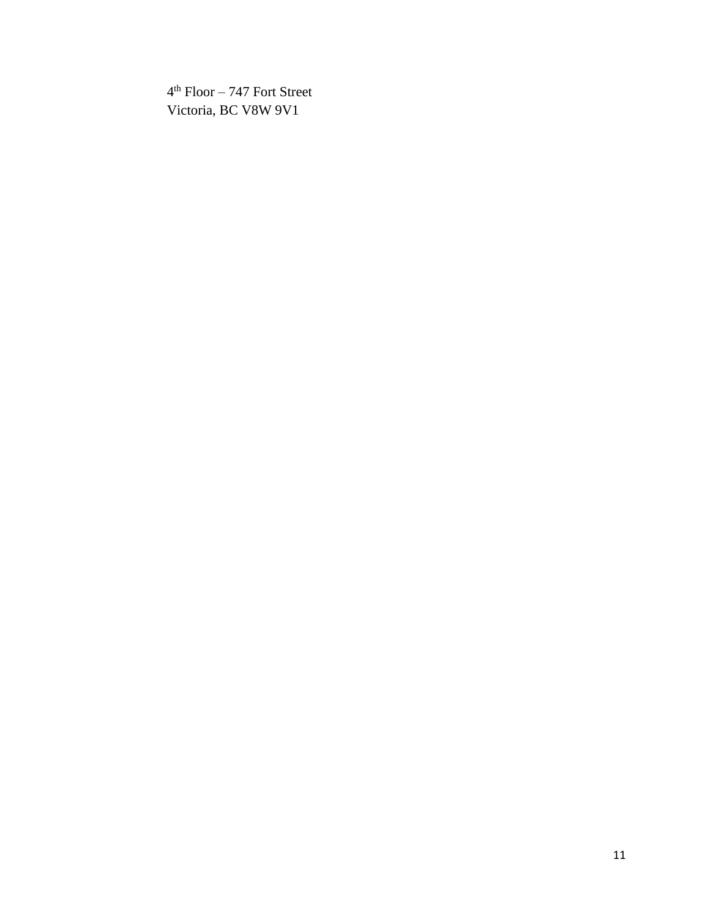4th Floor – 747 Fort Street
Victoria, BC V8W 9V1